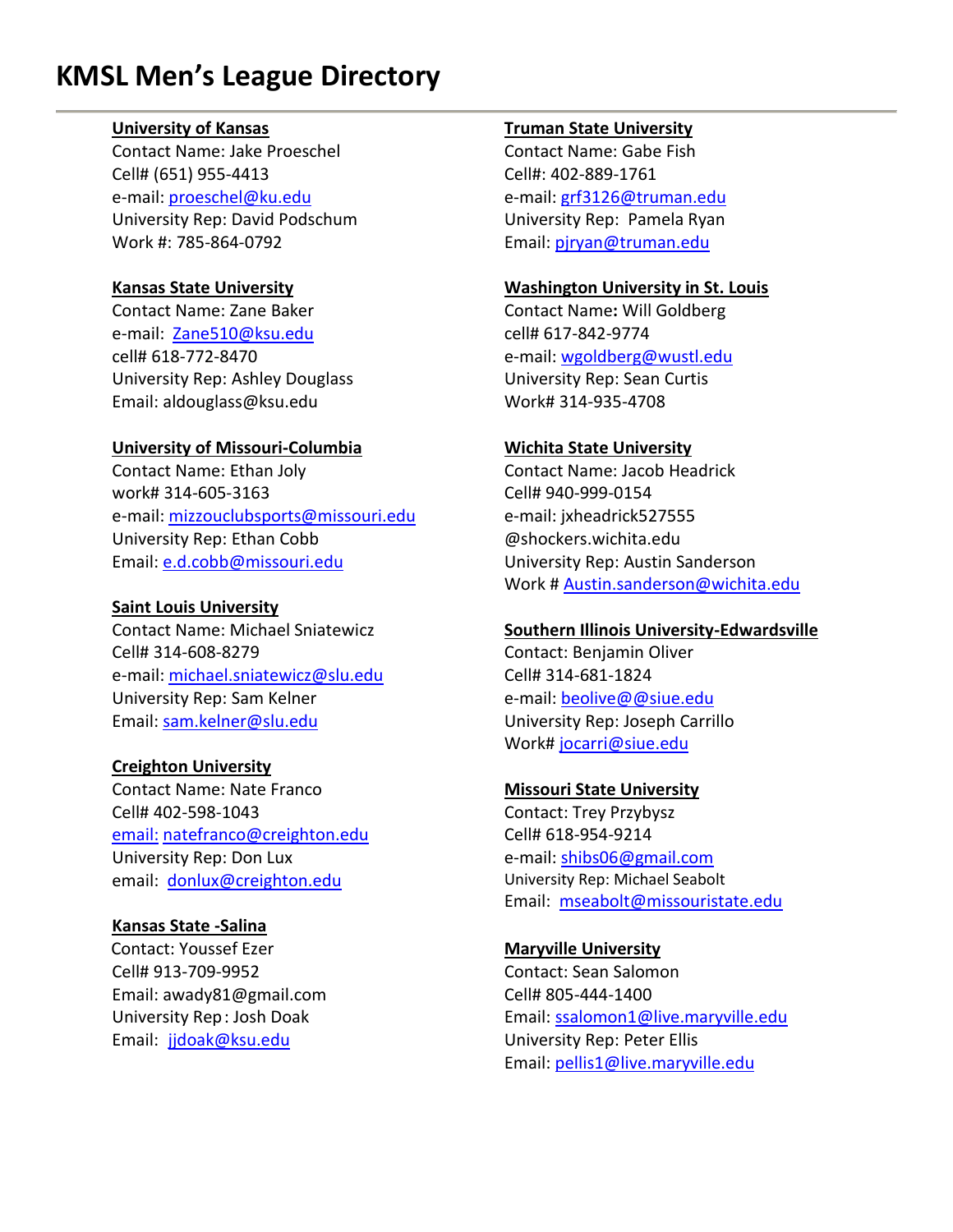# KMSL Men's League Directory

**University of Kansas**
Contact Name: Jake Proeschel
Cell# (651) 955-4413
e-mail: proeschel@ku.edu
University Rep: David Podschum
Work #: 785-864-0792

**Kansas State University**
Contact Name: Zane Baker
e-mail: Zane510@ksu.edu
cell# 618-772-8470
University Rep: Ashley Douglass
Email: aldouglass@ksu.edu

**University of Missouri-Columbia**
Contact Name: Ethan Joly
work# 314-605-3163
e-mail: mizzouclubsports@missouri.edu
University Rep: Ethan Cobb
Email: e.d.cobb@missouri.edu

**Saint Louis University**
Contact Name: Michael Sniatewicz
Cell# 314-608-8279
e-mail: michael.sniatewicz@slu.edu
University Rep: Sam Kelner
Email: sam.kelner@slu.edu

**Creighton University**
Contact Name: Nate Franco
Cell# 402-598-1043
email: natefranco@creighton.edu
University Rep: Don Lux
email: donlux@creighton.edu

**Kansas State -Salina**
Contact: Youssef Ezer
Cell# 913-709-9952
Email: awady81@gmail.com
University Rep : Josh Doak
Email: jjdoak@ksu.edu

**Truman State University**
Contact Name: Gabe Fish
Cell#: 402-889-1761
e-mail: grf3126@truman.edu
University Rep: Pamela Ryan
Email: pjryan@truman.edu

**Washington University in St. Louis**
Contact Name: Will Goldberg
cell# 617-842-9774
e-mail: wgoldberg@wustl.edu
University Rep: Sean Curtis
Work# 314-935-4708

**Wichita State University**
Contact Name: Jacob Headrick
Cell# 940-999-0154
e-mail: jxheadrick527555 @shockers.wichita.edu
University Rep: Austin Sanderson
Work # Austin.sanderson@wichita.edu

**Southern Illinois University-Edwardsville**
Contact: Benjamin Oliver
Cell# 314-681-1824
e-mail: beolive@@siue.edu
University Rep: Joseph Carrillo
Work# jocarri@siue.edu

**Missouri State University**
Contact: Trey Przybysz
Cell# 618-954-9214
e-mail: shibs06@gmail.com
University Rep: Michael Seabolt
Email: mseabolt@missouristate.edu

**Maryville University**
Contact: Sean Salomon
Cell# 805-444-1400
Email: ssalomon1@live.maryville.edu
University Rep: Peter Ellis
Email: pellis1@live.maryville.edu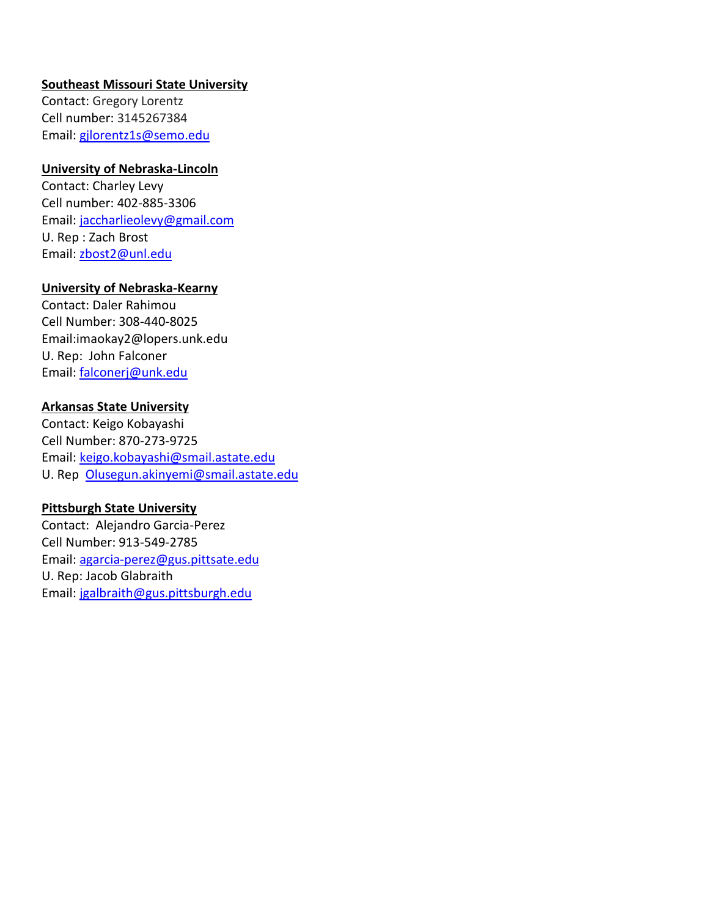**Southeast Missouri State University**
Contact: Gregory Lorentz
Cell number: 3145267384
Email: gjlorentz1s@semo.edu

**University of Nebraska-Lincoln**
Contact: Charley Levy
Cell number: 402-885-3306
Email: jaccharlieolevy@gmail.com
U. Rep : Zach Brost
Email: zbost2@unl.edu

**University of Nebraska-Kearny**
Contact: Daler Rahimou
Cell Number: 308-440-8025
Email:imaokay2@lopers.unk.edu
U. Rep: John Falconer
Email: falconerj@unk.edu

**Arkansas State University**
Contact: Keigo Kobayashi
Cell Number: 870-273-9725
Email: keigo.kobayashi@smail.astate.edu
U. Rep Olusegun.akinyemi@smail.astate.edu

**Pittsburgh State University**
Contact: Alejandro Garcia-Perez
Cell Number: 913-549-2785
Email: agarcia-perez@gus.pittsate.edu
U. Rep: Jacob Glabraith
Email: jgalbraith@gus.pittsburgh.edu